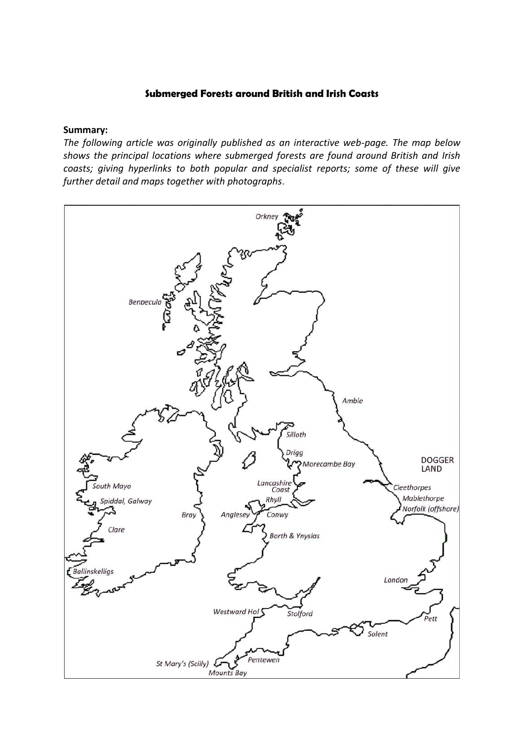**Submerged Forests around British and Irish Coasts**

**Summary:**

*The following article was originally published as an interactive web-page. The map below shows the principal locations where submerged forests are found around British and Irish coasts; giving hyperlinks to both popular and specialist reports; some of these will give further detail and maps together with photographs.*

Orkney

Benbecula

Amble

Silloth

Drigg

Morecambe Bay

DOGGER LAND

South Mayo

Spiddal, Galway

Bray

Clare

Ballinskelligs

Lancashire Coast

Rhyll

Anglesey

Conwy

Borth & Ynyslas

Cleethorpes

Mablethorpe

Norfolk (offshore)

London

Westward Ho!

Stolford

Pett

Solent

St Mary's (Scilly)

Pentewen

Mounts Bay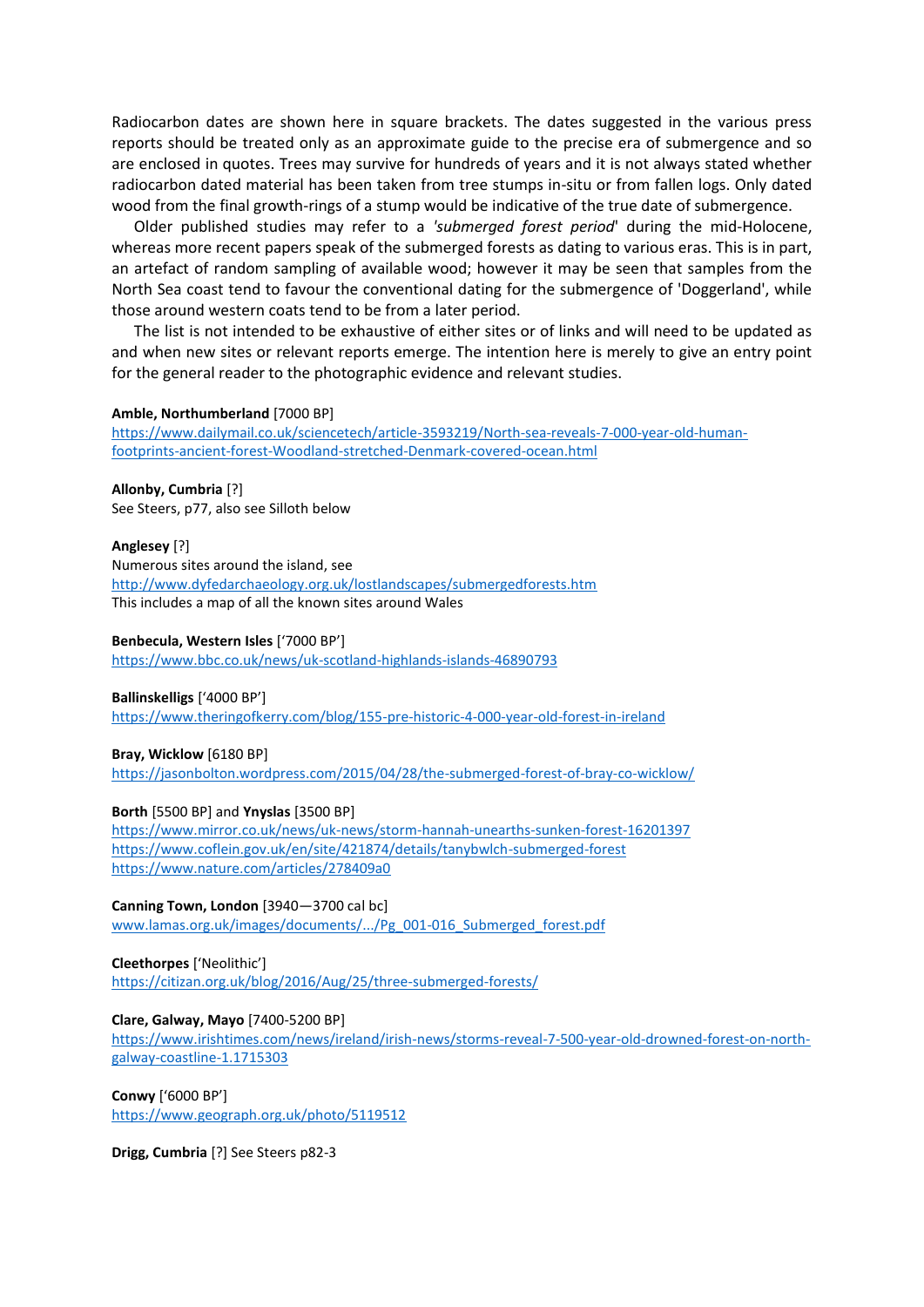Radiocarbon dates are shown here in square brackets. The dates suggested in the various press reports should be treated only as an approximate guide to the precise era of submergence and so are enclosed in quotes. Trees may survive for hundreds of years and it is not always stated whether radiocarbon dated material has been taken from tree stumps in-situ or from fallen logs. Only dated wood from the final growth-rings of a stump would be indicative of the true date of submergence.

Older published studies may refer to a '*submerged forest period*' during the mid-Holocene, whereas more recent papers speak of the submerged forests as dating to various eras. This is in part, an artefact of random sampling of available wood; however it may be seen that samples from the North Sea coast tend to favour the conventional dating for the submergence of 'Doggerland', while those around western coats tend to be from a later period.

The list is not intended to be exhaustive of either sites or of links and will need to be updated as and when new sites or relevant reports emerge. The intention here is merely to give an entry point for the general reader to the photographic evidence and relevant studies.

**Amble, Northumberland** [7000 BP]
https://www.dailymail.co.uk/sciencetech/article-3593219/North-sea-reveals-7-000-year-old-human-footprints-ancient-forest-Woodland-stretched-Denmark-covered-ocean.html

**Allonby, Cumbria** [?]
See Steers, p77, also see Silloth below

**Anglesey** [?]
Numerous sites around the island, see
http://www.dyfedarchaeology.org.uk/lostlandscapes/submergedforests.htm
This includes a map of all the known sites around Wales

**Benbecula, Western Isles** ['7000 BP']
https://www.bbc.co.uk/news/uk-scotland-highlands-islands-46890793

**Ballinskelligs** ['4000 BP']
https://www.theringofkerry.com/blog/155-pre-historic-4-000-year-old-forest-in-ireland

**Bray, Wicklow** [6180 BP]
https://jasonbolton.wordpress.com/2015/04/28/the-submerged-forest-of-bray-co-wicklow/

**Borth** [5500 BP] and **Ynyslas** [3500 BP]
https://www.mirror.co.uk/news/uk-news/storm-hannah-unearths-sunken-forest-16201397
https://www.coflein.gov.uk/en/site/421874/details/tanybwlch-submerged-forest
https://www.nature.com/articles/278409a0

**Canning Town, London** [3940—3700 cal bc]
www.lamas.org.uk/images/documents/.../Pg_001-016_Submerged_forest.pdf

**Cleethorpes** ['Neolithic']
https://citizan.org.uk/blog/2016/Aug/25/three-submerged-forests/

**Clare, Galway, Mayo** [7400-5200 BP]
https://www.irishtimes.com/news/ireland/irish-news/storms-reveal-7-500-year-old-drowned-forest-on-north-galway-coastline-1.1715303

**Conwy** ['6000 BP']
https://www.geograph.org.uk/photo/5119512

**Drigg, Cumbria** [?] See Steers p82-3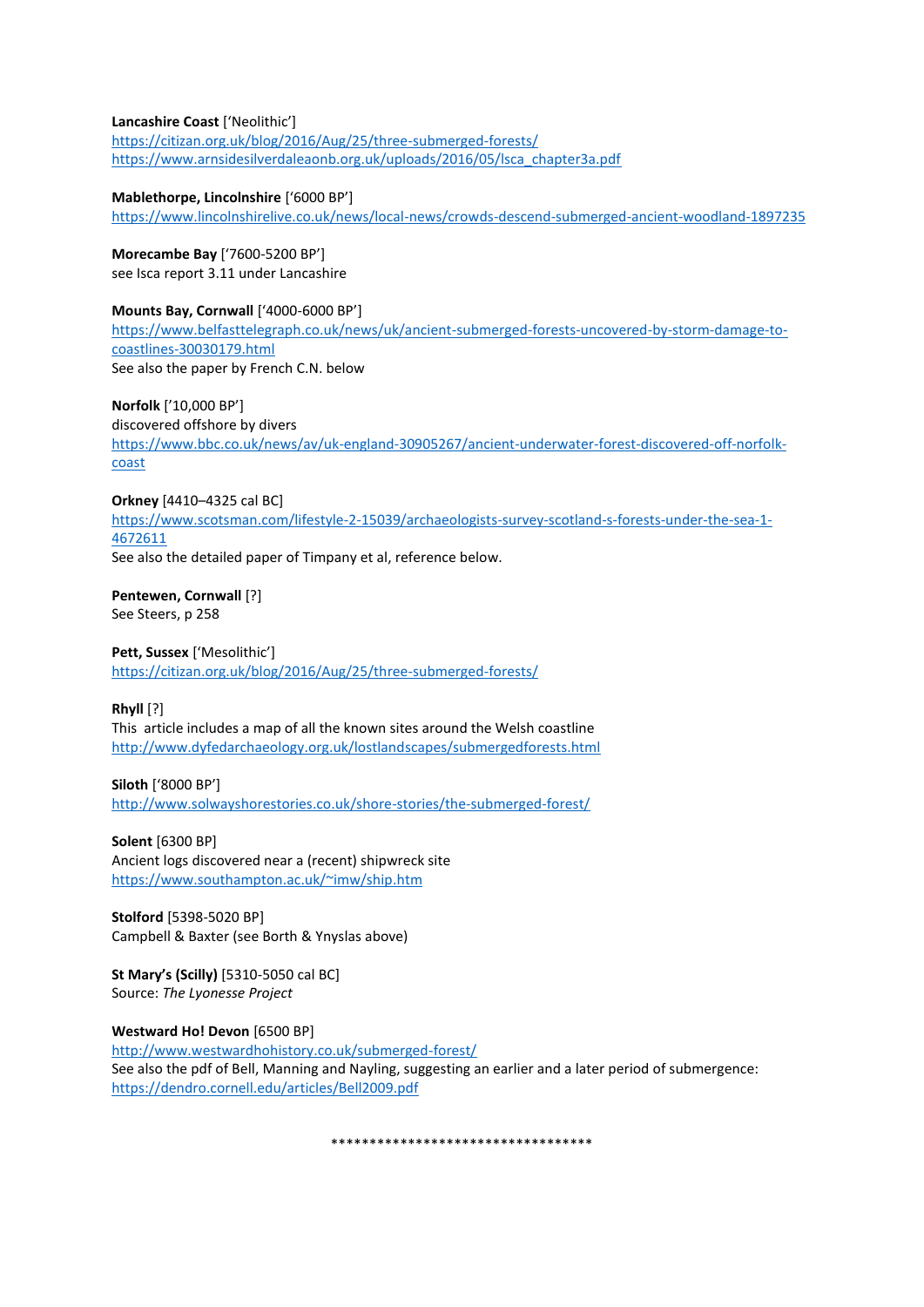**Lancashire Coast** ['Neolithic']
https://citizan.org.uk/blog/2016/Aug/25/three-submerged-forests/
https://www.arnsidesilverdaleaonb.org.uk/uploads/2016/05/lsca_chapter3a.pdf

**Mablethorpe, Lincolnshire** ['6000 BP']
https://www.lincolnshirelive.co.uk/news/local-news/crowds-descend-submerged-ancient-woodland-1897235

**Morecambe Bay** ['7600-5200 BP']
see Isca report 3.11 under Lancashire

**Mounts Bay, Cornwall** ['4000-6000 BP']
https://www.belfasttelegraph.co.uk/news/uk/ancient-submerged-forests-uncovered-by-storm-damage-to-coastlines-30030179.html
See also the paper by French C.N. below

**Norfolk** ['10,000 BP']
discovered offshore by divers
https://www.bbc.co.uk/news/av/uk-england-30905267/ancient-underwater-forest-discovered-off-norfolk-coast

**Orkney** [4410–4325 cal BC]
https://www.scotsman.com/lifestyle-2-15039/archaeologists-survey-scotland-s-forests-under-the-sea-1-4672611
See also the detailed paper of Timpany et al, reference below.

**Pentewen, Cornwall** [?]
See Steers, p 258

**Pett, Sussex** ['Mesolithic']
https://citizan.org.uk/blog/2016/Aug/25/three-submerged-forests/

**Rhyll** [?]
This article includes a map of all the known sites around the Welsh coastline
http://www.dyfedarchaeology.org.uk/lostlandscapes/submergedforests.html

**Siloth** ['8000 BP']
http://www.solwayshorestories.co.uk/shore-stories/the-submerged-forest/

**Solent** [6300 BP]
Ancient logs discovered near a (recent) shipwreck site
https://www.southampton.ac.uk/~imw/ship.htm

**Stolford** [5398-5020 BP]
Campbell & Baxter (see Borth & Ynyslas above)

**St Mary's (Scilly)** [5310-5050 cal BC]
Source: *The Lyonesse Project*

**Westward Ho! Devon** [6500 BP]
http://www.westwardhohistory.co.uk/submerged-forest/
See also the pdf of Bell, Manning and Nayling, suggesting an earlier and a later period of submergence:
https://dendro.cornell.edu/articles/Bell2009.pdf

**********************************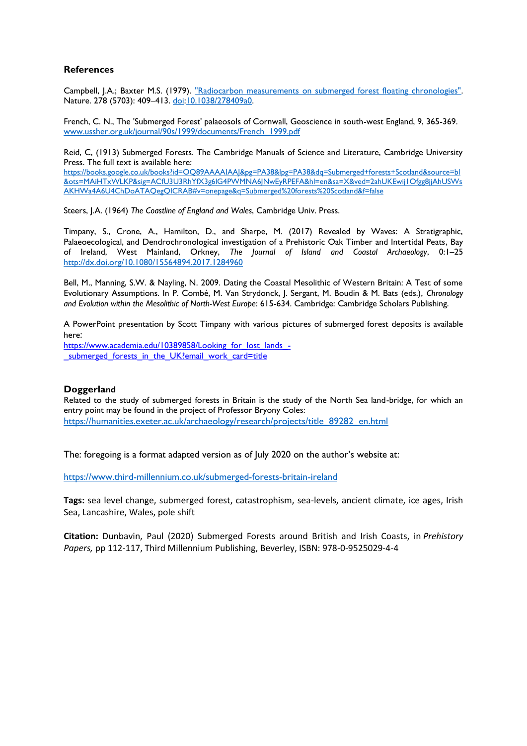### References

Campbell, J.A.; Baxter M.S. (1979). "Radiocarbon measurements on submerged forest floating chronologies". Nature. 278 (5703): 409–413. doi:10.1038/278409a0.

French, C. N., The 'Submerged Forest' palaeosols of Cornwall, Geoscience in south-west England, 9, 365-369. www.ussher.org.uk/journal/90s/1999/documents/French_1999.pdf

Reid, C, (1913) Submerged Forests. The Cambridge Manuals of Science and Literature, Cambridge University Press. The full text is available here:
https://books.google.co.uk/books?id=OQ89AAAAIAAJ&pg=PA38&lpg=PA38&dq=Submerged+forests+Scotland&source=bl&ots=MAiHTxWLKP&sig=ACfU3U3RhYfX3g6lG4PWMNA6JNwEyRPEFA&hl=en&sa=X&ved=2ahUKEwij1Ofgg8jjAhUSWsAKHWa4A6U4ChDoATAQegQICRAB#v=onepage&q=Submerged%20forests%20Scotland&f=false

Steers, J.A. (1964) *The Coastline of England and Wales*, Cambridge Univ. Press.

Timpany, S., Crone, A., Hamilton, D., and Sharpe, M. (2017) Revealed by Waves: A Stratigraphic, Palaeoecological, and Dendrochronological investigation of a Prehistoric Oak Timber and Intertidal Peats, Bay of Ireland, West Mainland, Orkney, *The Journal of Island and Coastal Archaeology*, 0:1–25 http://dx.doi.org/10.1080/15564894.2017.1284960

Bell, M., Manning, S.W. & Nayling, N. 2009. Dating the Coastal Mesolithic of Western Britain: A Test of some Evolutionary Assumptions. In P. Combé, M. Van Strydonck, J. Sergant, M. Boudin & M. Bats (eds.), *Chronology and Evolution within the Mesolithic of North-West Europe*: 615-634. Cambridge: Cambridge Scholars Publishing.

A PowerPoint presentation by Scott Timpany with various pictures of submerged forest deposits is available here:
https://www.academia.edu/10389858/Looking_for_lost_lands_-_submerged_forests_in_the_UK?email_work_card=title

### Doggerland

Related to the study of submerged forests in Britain is the study of the North Sea land-bridge, for which an entry point may be found in the project of Professor Bryony Coles:
https://humanities.exeter.ac.uk/archaeology/research/projects/title_89282_en.html

The: foregoing is a format adapted version as of July 2020 on the author's website at:

https://www.third-millennium.co.uk/submerged-forests-britain-ireland

**Tags:** sea level change, submerged forest, catastrophism, sea-levels, ancient climate, ice ages, Irish Sea, Lancashire, Wales, pole shift

**Citation:** Dunbavin, Paul (2020) Submerged Forests around British and Irish Coasts, in *Prehistory Papers,* pp 112-117, Third Millennium Publishing, Beverley, ISBN: 978-0-9525029-4-4